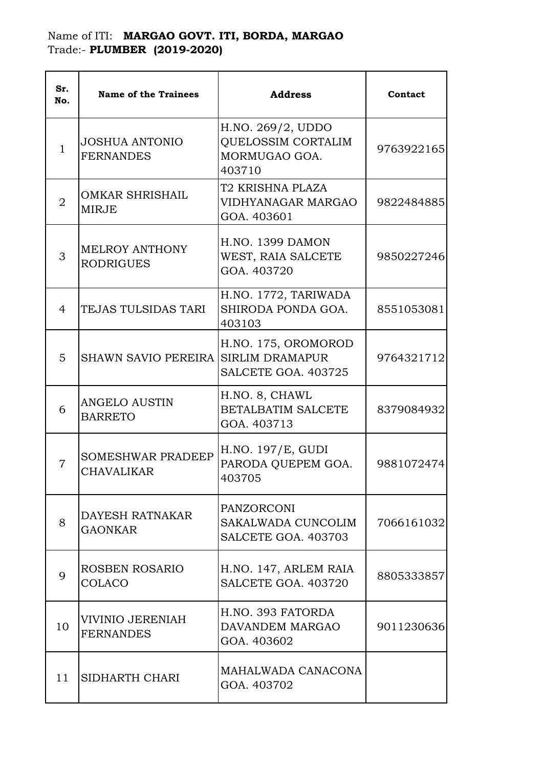Name of ITI: **MARGAO GOVT. ITI, BORDA, MARGAO**
Trade:- **PLUMBER (2019-2020)**

| Sr. No. | Name of the Trainees | Address | Contact |
|---|---|---|---|
| 1 | JOSHUA ANTONIO FERNANDES | H.NO. 269/2, UDDO QUELOSSIM CORTALIM MORMUGAO GOA. 403710 | 9763922165 |
| 2 | OMKAR SHRISHAIL MIRJE | T2 KRISHNA PLAZA VIDHYANAGAR MARGAO GOA. 403601 | 9822484885 |
| 3 | MELROY ANTHONY RODRIGUES | H.NO. 1399 DAMON WEST, RAIA SALCETE GOA. 403720 | 9850227246 |
| 4 | TEJAS TULSIDAS TARI | H.NO. 1772, TARIWADA SHIRODA PONDA GOA. 403103 | 8551053081 |
| 5 | SHAWN SAVIO PEREIRA | H.NO. 175, OROMOROD SIRLIM DRAMAPUR SALCETE GOA. 403725 | 9764321712 |
| 6 | ANGELO AUSTIN BARRETO | H.NO. 8, CHAWL BETALBATIM SALCETE GOA. 403713 | 8379084932 |
| 7 | SOMESHWAR PRADEEP CHAVALIKAR | H.NO. 197/E, GUDI PARODA QUEPEM GOA. 403705 | 9881072474 |
| 8 | DAYESH RATNAKAR GAONKAR | PANZORCONI SAKALWADA CUNCOLIM SALCETE GOA. 403703 | 7066161032 |
| 9 | ROSBEN ROSARIO COLACO | H.NO. 147, ARLEM RAIA SALCETE GOA. 403720 | 8805333857 |
| 10 | VIVINIO JERENIAH FERNANDES | H.NO. 393 FATORDA DAVANDEM MARGAO GOA. 403602 | 9011230636 |
| 11 | SIDHARTH CHARI | MAHALWADA CANACONA GOA. 403702 | |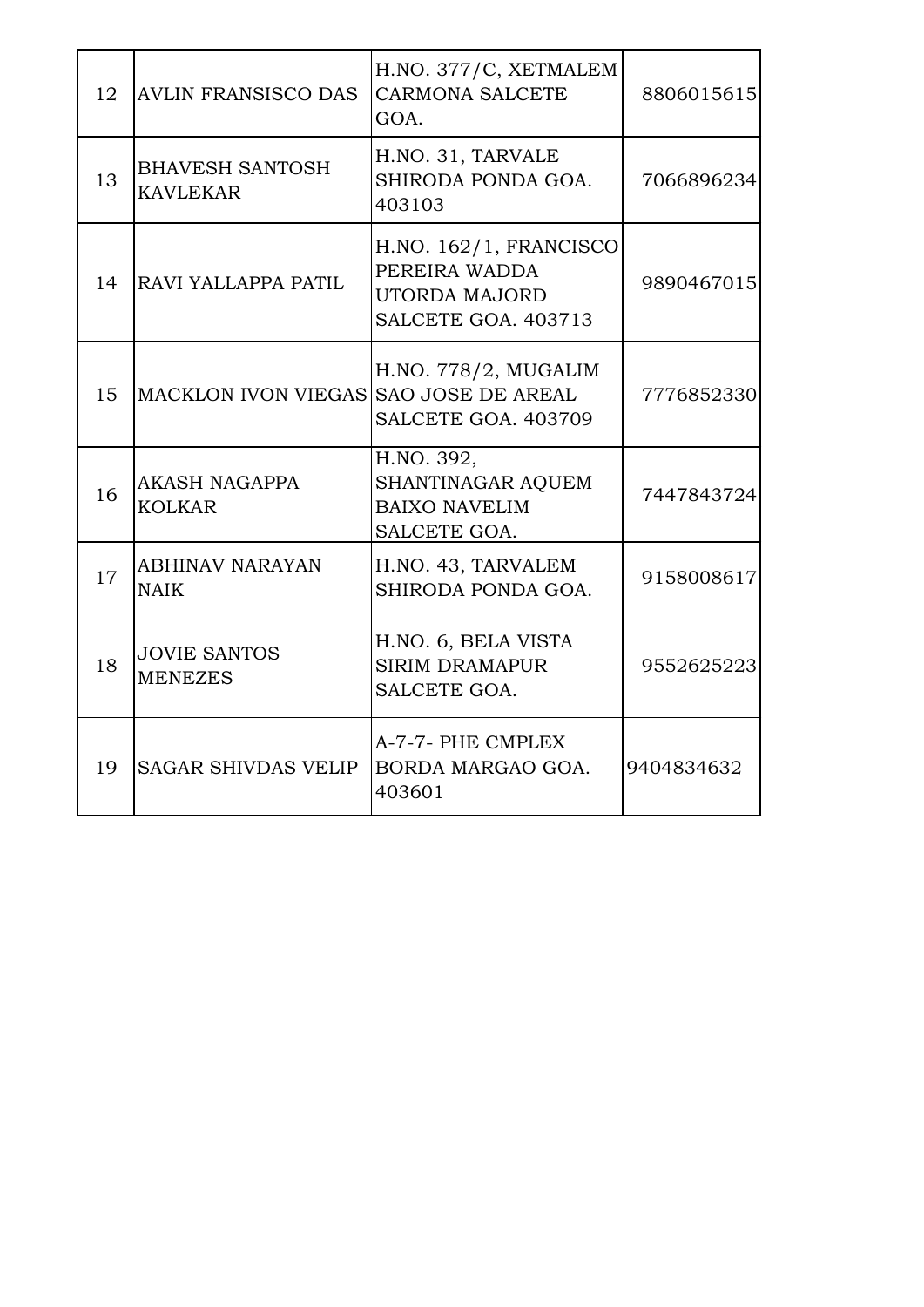| | | | |
|---|---|---|---|
| 12 | AVLIN FRANSISCO DAS | H.NO. 377/C, XETMALEM CARMONA SALCETE GOA. | 8806015615 |
| 13 | BHAVESH SANTOSH KAVLEKAR | H.NO. 31, TARVALE SHIRODA PONDA GOA. 403103 | 7066896234 |
| 14 | RAVI YALLAPPA PATIL | H.NO. 162/1, FRANCISCO PEREIRA WADDA UTORDA MAJORD SALCETE GOA. 403713 | 9890467015 |
| 15 | MACKLON IVON VIEGAS | H.NO. 778/2, MUGALIM SAO JOSE DE AREAL SALCETE GOA. 403709 | 7776852330 |
| 16 | AKASH NAGAPPA KOLKAR | H.NO. 392, SHANTINAGAR AQUEM BAIXO NAVELIM SALCETE GOA. | 7447843724 |
| 17 | ABHINAV NARAYAN NAIK | H.NO. 43, TARVALEM SHIRODA PONDA GOA. | 9158008617 |
| 18 | JOVIE SANTOS MENEZES | H.NO. 6, BELA VISTA SIRIM DRAMAPUR SALCETE GOA. | 9552625223 |
| 19 | SAGAR SHIVDAS VELIP | A-7-7- PHE CMPLEX BORDA MARGAO GOA. 403601 | 9404834632 |